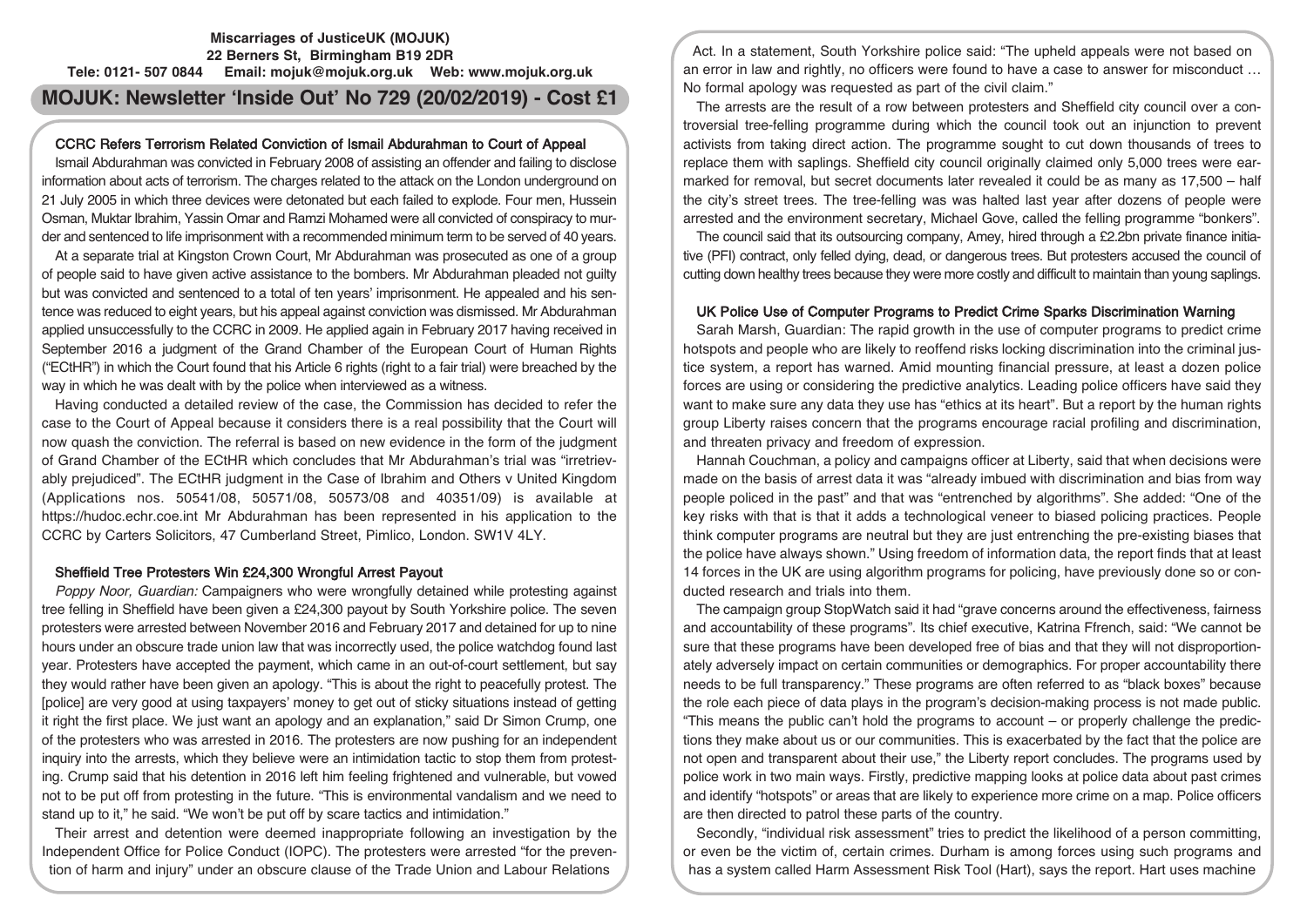**Miscarriages of JusticeUK (MOJUK)**
**22 Berners St, Birmingham B19 2DR**
**Tele: 0121- 507 0844 Email: mojuk@mojuk.org.uk Web: www.mojuk.org.uk**

# MOJUK: Newsletter 'Inside Out' No 729 (20/02/2019) - Cost £1

## CCRC Refers Terrorism Related Conviction of Ismail Abdurahman to Court of Appeal

Ismail Abdurahman was convicted in February 2008 of assisting an offender and failing to disclose information about acts of terrorism. The charges related to the attack on the London underground on 21 July 2005 in which three devices were detonated but each failed to explode. Four men, Hussein Osman, Muktar Ibrahim, Yassin Omar and Ramzi Mohamed were all convicted of conspiracy to murder and sentenced to life imprisonment with a recommended minimum term to be served of 40 years.

At a separate trial at Kingston Crown Court, Mr Abdurahman was prosecuted as one of a group of people said to have given active assistance to the bombers. Mr Abdurahman pleaded not guilty but was convicted and sentenced to a total of ten years' imprisonment. He appealed and his sentence was reduced to eight years, but his appeal against conviction was dismissed. Mr Abdurahman applied unsuccessfully to the CCRC in 2009. He applied again in February 2017 having received in September 2016 a judgment of the Grand Chamber of the European Court of Human Rights ("ECtHR") in which the Court found that his Article 6 rights (right to a fair trial) were breached by the way in which he was dealt with by the police when interviewed as a witness.

Having conducted a detailed review of the case, the Commission has decided to refer the case to the Court of Appeal because it considers there is a real possibility that the Court will now quash the conviction. The referral is based on new evidence in the form of the judgment of Grand Chamber of the ECtHR which concludes that Mr Abdurahman's trial was "irretrievably prejudiced". The ECtHR judgment in the Case of Ibrahim and Others v United Kingdom (Applications nos. 50541/08, 50571/08, 50573/08 and 40351/09) is available at https://hudoc.echr.coe.int Mr Abdurahman has been represented in his application to the CCRC by Carters Solicitors, 47 Cumberland Street, Pimlico, London. SW1V 4LY.

## Sheffield Tree Protesters Win £24,300 Wrongful Arrest Payout

*Poppy Noor, Guardian:* Campaigners who were wrongfully detained while protesting against tree felling in Sheffield have been given a £24,300 payout by South Yorkshire police. The seven protesters were arrested between November 2016 and February 2017 and detained for up to nine hours under an obscure trade union law that was incorrectly used, the police watchdog found last year. Protesters have accepted the payment, which came in an out-of-court settlement, but say they would rather have been given an apology. "This is about the right to peacefully protest. The [police] are very good at using taxpayers' money to get out of sticky situations instead of getting it right the first place. We just want an apology and an explanation," said Dr Simon Crump, one of the protesters who was arrested in 2016. The protesters are now pushing for an independent inquiry into the arrests, which they believe were an intimidation tactic to stop them from protesting. Crump said that his detention in 2016 left him feeling frightened and vulnerable, but vowed not to be put off from protesting in the future. "This is environmental vandalism and we need to stand up to it," he said. "We won't be put off by scare tactics and intimidation."

Their arrest and detention were deemed inappropriate following an investigation by the Independent Office for Police Conduct (IOPC). The protesters were arrested "for the prevention of harm and injury" under an obscure clause of the Trade Union and Labour Relations Act. In a statement, South Yorkshire police said: "The upheld appeals were not based on an error in law and rightly, no officers were found to have a case to answer for misconduct … No formal apology was requested as part of the civil claim."

The arrests are the result of a row between protesters and Sheffield city council over a controversial tree-felling programme during which the council took out an injunction to prevent activists from taking direct action. The programme sought to cut down thousands of trees to replace them with saplings. Sheffield city council originally claimed only 5,000 trees were earmarked for removal, but secret documents later revealed it could be as many as 17,500 – half the city's street trees. The tree-felling was halted last year after dozens of people were arrested and the environment secretary, Michael Gove, called the felling programme "bonkers".

The council said that its outsourcing company, Amey, hired through a £2.2bn private finance initiative (PFI) contract, only felled dying, dead, or dangerous trees. But protesters accused the council of cutting down healthy trees because they were more costly and difficult to maintain than young saplings.

## UK Police Use of Computer Programs to Predict Crime Sparks Discrimination Warning

Sarah Marsh, Guardian: The rapid growth in the use of computer programs to predict crime hotspots and people who are likely to reoffend risks locking discrimination into the criminal justice system, a report has warned. Amid mounting financial pressure, at least a dozen police forces are using or considering the predictive analytics. Leading police officers have said they want to make sure any data they use has "ethics at its heart". But a report by the human rights group Liberty raises concern that the programs encourage racial profiling and discrimination, and threaten privacy and freedom of expression.

Hannah Couchman, a policy and campaigns officer at Liberty, said that when decisions were made on the basis of arrest data it was "already imbued with discrimination and bias from way people policed in the past" and that was "entrenched by algorithms". She added: "One of the key risks with that is that it adds a technological veneer to biased policing practices. People think computer programs are neutral but they are just entrenching the pre-existing biases that the police have always shown." Using freedom of information data, the report finds that at least 14 forces in the UK are using algorithm programs for policing, have previously done so or conducted research and trials into them.

The campaign group StopWatch said it had "grave concerns around the effectiveness, fairness and accountability of these programs". Its chief executive, Katrina Ffrench, said: "We cannot be sure that these programs have been developed free of bias and that they will not disproportionately adversely impact on certain communities or demographics. For proper accountability there needs to be full transparency." These programs are often referred to as "black boxes" because the role each piece of data plays in the program's decision-making process is not made public. "This means the public can't hold the programs to account – or properly challenge the predictions they make about us or our communities. This is exacerbated by the fact that the police are not open and transparent about their use," the Liberty report concludes. The programs used by police work in two main ways. Firstly, predictive mapping looks at police data about past crimes and identify "hotspots" or areas that are likely to experience more crime on a map. Police officers are then directed to patrol these parts of the country.

Secondly, "individual risk assessment" tries to predict the likelihood of a person committing, or even be the victim of, certain crimes. Durham is among forces using such programs and has a system called Harm Assessment Risk Tool (Hart), says the report. Hart uses machine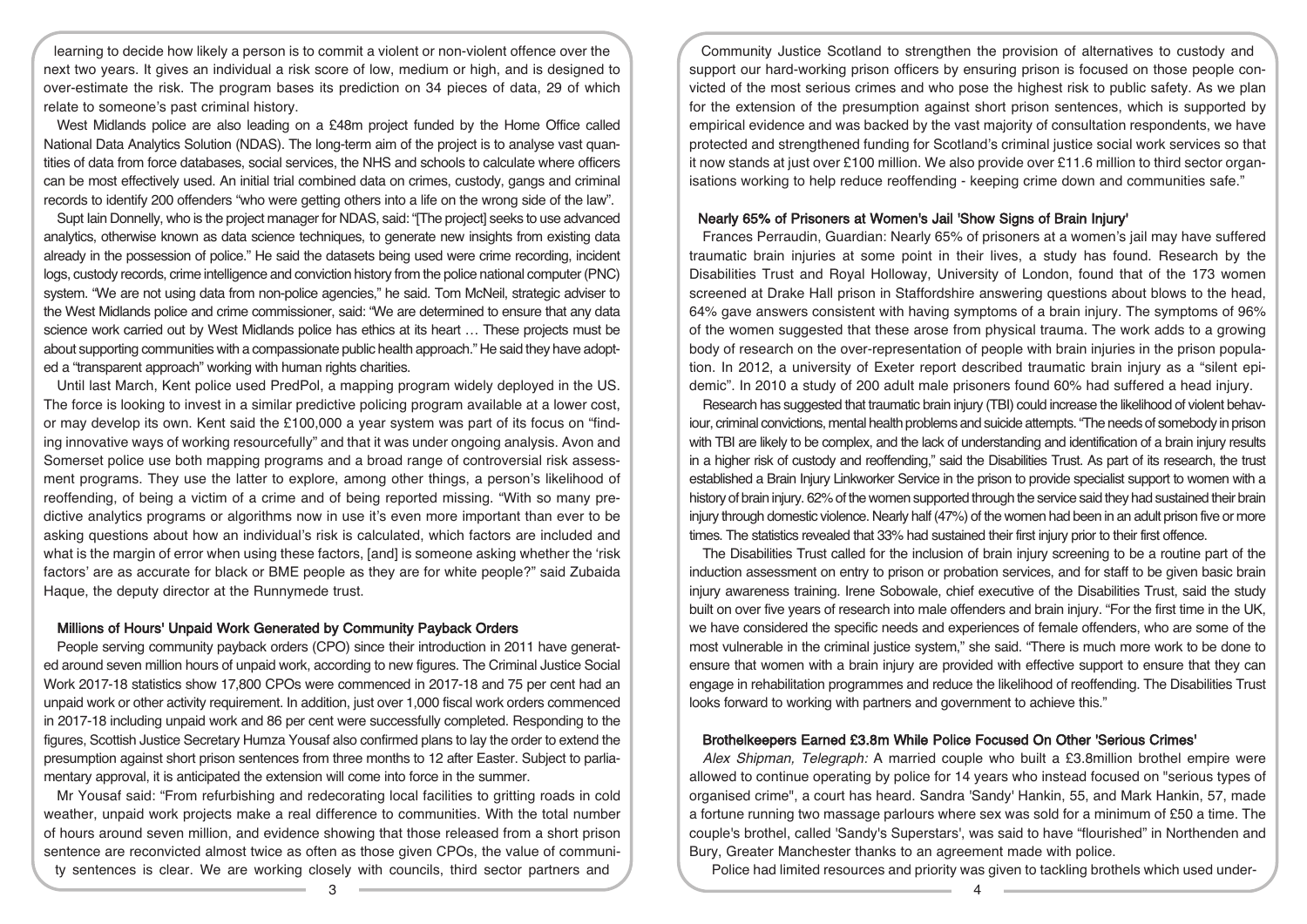learning to decide how likely a person is to commit a violent or non-violent offence over the next two years. It gives an individual a risk score of low, medium or high, and is designed to over-estimate the risk. The program bases its prediction on 34 pieces of data, 29 of which relate to someone's past criminal history.

West Midlands police are also leading on a £48m project funded by the Home Office called National Data Analytics Solution (NDAS). The long-term aim of the project is to analyse vast quantities of data from force databases, social services, the NHS and schools to calculate where officers can be most effectively used. An initial trial combined data on crimes, custody, gangs and criminal records to identify 200 offenders "who were getting others into a life on the wrong side of the law".

Supt Iain Donnelly, who is the project manager for NDAS, said: "[The project] seeks to use advanced analytics, otherwise known as data science techniques, to generate new insights from existing data already in the possession of police." He said the datasets being used were crime recording, incident logs, custody records, crime intelligence and conviction history from the police national computer (PNC) system. "We are not using data from non-police agencies," he said. Tom McNeil, strategic adviser to the West Midlands police and crime commissioner, said: "We are determined to ensure that any data science work carried out by West Midlands police has ethics at its heart … These projects must be about supporting communities with a compassionate public health approach." He said they have adopted a "transparent approach" working with human rights charities.

Until last March, Kent police used PredPol, a mapping program widely deployed in the US. The force is looking to invest in a similar predictive policing program available at a lower cost, or may develop its own. Kent said the £100,000 a year system was part of its focus on "finding innovative ways of working resourcefully" and that it was under ongoing analysis. Avon and Somerset police use both mapping programs and a broad range of controversial risk assessment programs. They use the latter to explore, among other things, a person's likelihood of reoffending, of being a victim of a crime and of being reported missing. "With so many predictive analytics programs or algorithms now in use it's even more important than ever to be asking questions about how an individual's risk is calculated, which factors are included and what is the margin of error when using these factors, [and] is someone asking whether the 'risk factors' are as accurate for black or BME people as they are for white people?" said Zubaida Haque, the deputy director at the Runnymede trust.

### Millions of Hours' Unpaid Work Generated by Community Payback Orders

People serving community payback orders (CPO) since their introduction in 2011 have generated around seven million hours of unpaid work, according to new figures. The Criminal Justice Social Work 2017-18 statistics show 17,800 CPOs were commenced in 2017-18 and 75 per cent had an unpaid work or other activity requirement. In addition, just over 1,000 fiscal work orders commenced in 2017-18 including unpaid work and 86 per cent were successfully completed. Responding to the figures, Scottish Justice Secretary Humza Yousaf also confirmed plans to lay the order to extend the presumption against short prison sentences from three months to 12 after Easter. Subject to parliamentary approval, it is anticipated the extension will come into force in the summer.

Mr Yousaf said: "From refurbishing and redecorating local facilities to gritting roads in cold weather, unpaid work projects make a real difference to communities. With the total number of hours around seven million, and evidence showing that those released from a short prison sentence are reconvicted almost twice as often as those given CPOs, the value of community sentences is clear. We are working closely with councils, third sector partners and Community Justice Scotland to strengthen the provision of alternatives to custody and support our hard-working prison officers by ensuring prison is focused on those people convicted of the most serious crimes and who pose the highest risk to public safety. As we plan for the extension of the presumption against short prison sentences, which is supported by empirical evidence and was backed by the vast majority of consultation respondents, we have protected and strengthened funding for Scotland's criminal justice social work services so that it now stands at just over £100 million. We also provide over £11.6 million to third sector organisations working to help reduce reoffending - keeping crime down and communities safe."

### Nearly 65% of Prisoners at Women's Jail 'Show Signs of Brain Injury'

Frances Perraudin, Guardian: Nearly 65% of prisoners at a women's jail may have suffered traumatic brain injuries at some point in their lives, a study has found. Research by the Disabilities Trust and Royal Holloway, University of London, found that of the 173 women screened at Drake Hall prison in Staffordshire answering questions about blows to the head, 64% gave answers consistent with having symptoms of a brain injury. The symptoms of 96% of the women suggested that these arose from physical trauma. The work adds to a growing body of research on the over-representation of people with brain injuries in the prison population. In 2012, a university of Exeter report described traumatic brain injury as a "silent epidemic". In 2010 a study of 200 adult male prisoners found 60% had suffered a head injury.

Research has suggested that traumatic brain injury (TBI) could increase the likelihood of violent behaviour, criminal convictions, mental health problems and suicide attempts. "The needs of somebody in prison with TBI are likely to be complex, and the lack of understanding and identification of a brain injury results in a higher risk of custody and reoffending," said the Disabilities Trust. As part of its research, the trust established a Brain Injury Linkworker Service in the prison to provide specialist support to women with a history of brain injury. 62% of the women supported through the service said they had sustained their brain injury through domestic violence. Nearly half (47%) of the women had been in an adult prison five or more times. The statistics revealed that 33% had sustained their first injury prior to their first offence.

The Disabilities Trust called for the inclusion of brain injury screening to be a routine part of the induction assessment on entry to prison or probation services, and for staff to be given basic brain injury awareness training. Irene Sobowale, chief executive of the Disabilities Trust, said the study built on over five years of research into male offenders and brain injury. "For the first time in the UK, we have considered the specific needs and experiences of female offenders, who are some of the most vulnerable in the criminal justice system," she said. "There is much more work to be done to ensure that women with a brain injury are provided with effective support to ensure that they can engage in rehabilitation programmes and reduce the likelihood of reoffending. The Disabilities Trust looks forward to working with partners and government to achieve this."

### Brothelkeepers Earned £3.8m While Police Focused On Other 'Serious Crimes'

*Alex Shipman, Telegraph:* A married couple who built a £3.8million brothel empire were allowed to continue operating by police for 14 years who instead focused on "serious types of organised crime", a court has heard. Sandra 'Sandy' Hankin, 55, and Mark Hankin, 57, made a fortune running two massage parlours where sex was sold for a minimum of £50 a time. The couple's brothel, called 'Sandy's Superstars', was said to have "flourished" in Northenden and Bury, Greater Manchester thanks to an agreement made with police.

Police had limited resources and priority was given to tackling brothels which used under-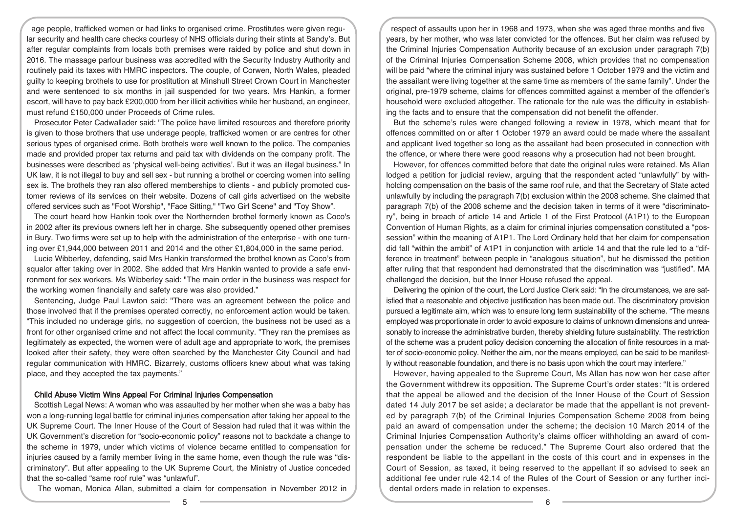age people, trafficked women or had links to organised crime. Prostitutes were given regular security and health care checks courtesy of NHS officials during their stints at Sandy's. But after regular complaints from locals both premises were raided by police and shut down in 2016. The massage parlour business was accredited with the Security Industry Authority and routinely paid its taxes with HMRC inspectors. The couple, of Corwen, North Wales, pleaded guilty to keeping brothels to use for prostitution at Minshull Street Crown Court in Manchester and were sentenced to six months in jail suspended for two years. Mrs Hankin, a former escort, will have to pay back £200,000 from her illicit activities while her husband, an engineer, must refund £150,000 under Proceeds of Crime rules.

Prosecutor Peter Cadwallader said: "The police have limited resources and therefore priority is given to those brothers that use underage people, trafficked women or are centres for other serious types of organised crime. Both brothels were well known to the police. The companies made and provided proper tax returns and paid tax with dividends on the company profit. The businesses were described as 'physical well-being activities'. But it was an illegal business." In UK law, it is not illegal to buy and sell sex - but running a brothel or coercing women into selling sex is. The brothels they ran also offered memberships to clients - and publicly promoted customer reviews of its services on their website. Dozens of call girls advertised on the website offered services such as "Foot Worship", "Face Sitting," "Two Girl Scene" and "Toy Show".

The court heard how Hankin took over the Northernden brothel formerly known as Coco's in 2002 after its previous owners left her in charge. She subsequently opened other premises in Bury. Two firms were set up to help with the administration of the enterprise - with one turning over £1,944,000 between 2011 and 2014 and the other £1,804,000 in the same period.

Lucie Wibberley, defending, said Mrs Hankin transformed the brothel known as Coco's from squalor after taking over in 2002. She added that Mrs Hankin wanted to provide a safe environment for sex workers. Ms Wibberley said: "The main order in the business was respect for the working women financially and safety care was also provided."

Sentencing, Judge Paul Lawton said: "There was an agreement between the police and those involved that if the premises operated correctly, no enforcement action would be taken. "This included no underage girls, no suggestion of coercion, the business not be used as a front for other organised crime and not affect the local community. "They ran the premises as legitimately as expected, the women were of adult age and appropriate to work, the premises looked after their safety, they were often searched by the Manchester City Council and had regular communication with HMRC. Bizarrely, customs officers knew about what was taking place, and they accepted the tax payments."

### Child Abuse Victim Wins Appeal For Criminal Injuries Compensation

Scottish Legal News: A woman who was assaulted by her mother when she was a baby has won a long-running legal battle for criminal injuries compensation after taking her appeal to the UK Supreme Court. The Inner House of the Court of Session had ruled that it was within the UK Government's discretion for "socio-economic policy" reasons not to backdate a change to the scheme in 1979, under which victims of violence became entitled to compensation for injuries caused by a family member living in the same home, even though the rule was "discriminatory". But after appealing to the UK Supreme Court, the Ministry of Justice conceded that the so-called "same roof rule" was "unlawful".

The woman, Monica Allan, submitted a claim for compensation in November 2012 in respect of assaults upon her in 1968 and 1973, when she was aged three months and five years, by her mother, who was later convicted for the offences. But her claim was refused by the Criminal Injuries Compensation Authority because of an exclusion under paragraph 7(b) of the Criminal Injuries Compensation Scheme 2008, which provides that no compensation will be paid "where the criminal injury was sustained before 1 October 1979 and the victim and the assailant were living together at the same time as members of the same family". Under the original, pre-1979 scheme, claims for offences committed against a member of the offender's household were excluded altogether. The rationale for the rule was the difficulty in establishing the facts and to ensure that the compensation did not benefit the offender.

But the scheme's rules were changed following a review in 1978, which meant that for offences committed on or after 1 October 1979 an award could be made where the assailant and applicant lived together so long as the assailant had been prosecuted in connection with the offence, or where there were good reasons why a prosecution had not been brought.

However, for offences committed before that date the original rules were retained. Ms Allan lodged a petition for judicial review, arguing that the respondent acted "unlawfully" by withholding compensation on the basis of the same roof rule, and that the Secretary of State acted unlawfully by including the paragraph 7(b) exclusion within the 2008 scheme. She claimed that paragraph 7(b) of the 2008 scheme and the decision taken in terms of it were "discriminatory", being in breach of article 14 and Article 1 of the First Protocol (A1P1) to the European Convention of Human Rights, as a claim for criminal injuries compensation constituted a "possession" within the meaning of A1P1. The Lord Ordinary held that her claim for compensation did fall "within the ambit" of A1P1 in conjunction with article 14 and that the rule led to a "difference in treatment" between people in "analogous situation", but he dismissed the petition after ruling that that respondent had demonstrated that the discrimination was "justified". MA challenged the decision, but the Inner House refused the appeal.

Delivering the opinion of the court, the Lord Justice Clerk said: "In the circumstances, we are satisfied that a reasonable and objective justification has been made out. The discriminatory provision pursued a legitimate aim, which was to ensure long term sustainability of the scheme. "The means employed was proportionate in order to avoid exposure to claims of unknown dimensions and unreasonably to increase the administrative burden, thereby shielding future sustainability. The restriction of the scheme was a prudent policy decision concerning the allocation of finite resources in a matter of socio-economic policy. Neither the aim, nor the means employed, can be said to be manifestly without reasonable foundation, and there is no basis upon which the court may interfere."

However, having appealed to the Supreme Court, Ms Allan has now won her case after the Government withdrew its opposition. The Supreme Court's order states: "It is ordered that the appeal be allowed and the decision of the Inner House of the Court of Session dated 14 July 2017 be set aside; a declarator be made that the appellant is not prevented by paragraph 7(b) of the Criminal Injuries Compensation Scheme 2008 from being paid an award of compensation under the scheme; the decision 10 March 2014 of the Criminal Injuries Compensation Authority's claims officer withholding an award of compensation under the scheme be reduced." The Supreme Court also ordered that the respondent be liable to the appellant in the costs of this court and in expenses in the Court of Session, as taxed, it being reserved to the appellant if so advised to seek an additional fee under rule 42.14 of the Rules of the Court of Session or any further incidental orders made in relation to expenses.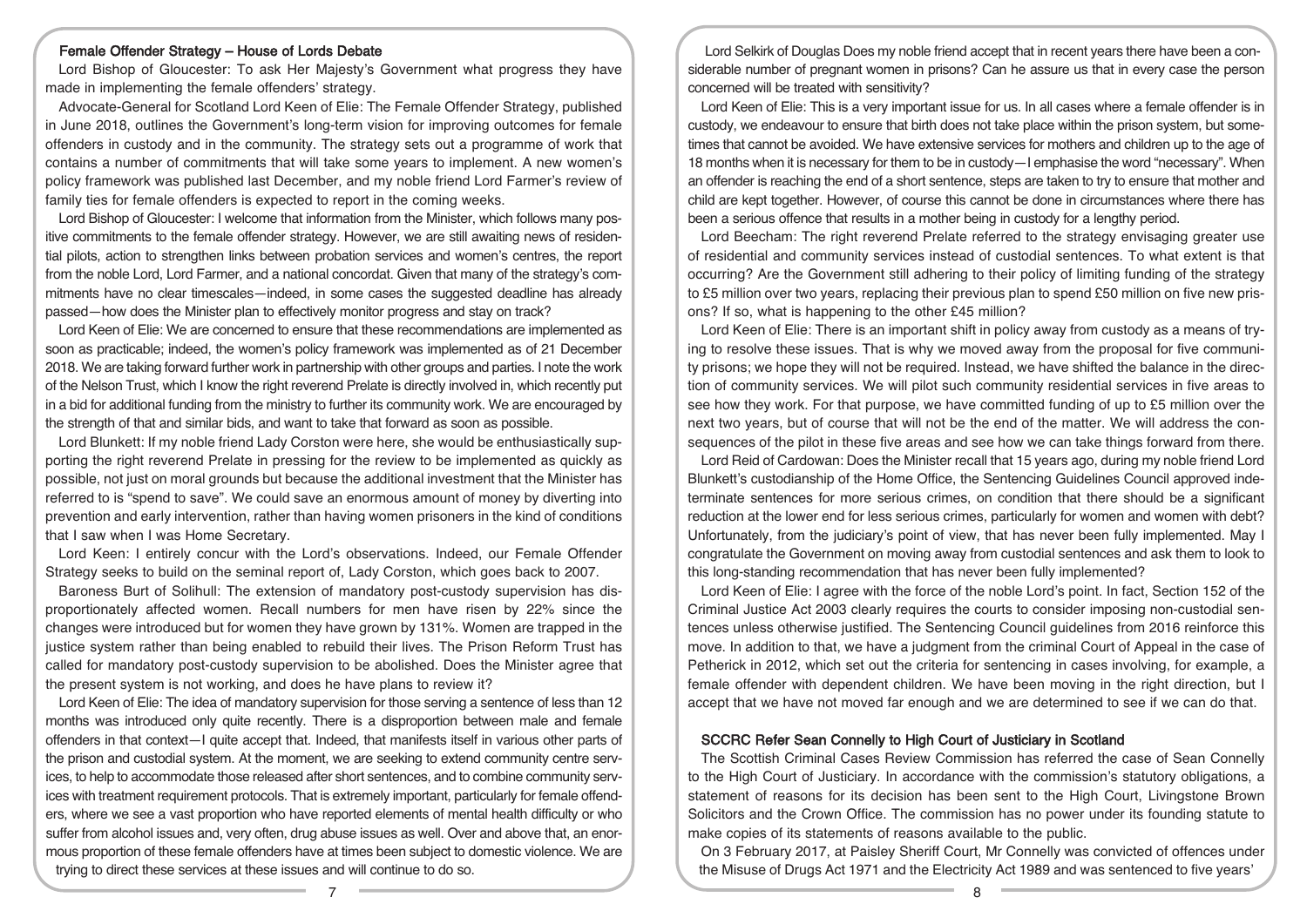## Female Offender Strategy – House of Lords Debate

Lord Bishop of Gloucester: To ask Her Majesty's Government what progress they have made in implementing the female offenders' strategy.

Advocate-General for Scotland Lord Keen of Elie: The Female Offender Strategy, published in June 2018, outlines the Government's long-term vision for improving outcomes for female offenders in custody and in the community. The strategy sets out a programme of work that contains a number of commitments that will take some years to implement. A new women's policy framework was published last December, and my noble friend Lord Farmer's review of family ties for female offenders is expected to report in the coming weeks.

Lord Bishop of Gloucester: I welcome that information from the Minister, which follows many positive commitments to the female offender strategy. However, we are still awaiting news of residential pilots, action to strengthen links between probation services and women's centres, the report from the noble Lord, Lord Farmer, and a national concordat. Given that many of the strategy's commitments have no clear timescales—indeed, in some cases the suggested deadline has already passed—how does the Minister plan to effectively monitor progress and stay on track?

Lord Keen of Elie: We are concerned to ensure that these recommendations are implemented as soon as practicable; indeed, the women's policy framework was implemented as of 21 December 2018. We are taking forward further work in partnership with other groups and parties. I note the work of the Nelson Trust, which I know the right reverend Prelate is directly involved in, which recently put in a bid for additional funding from the ministry to further its community work. We are encouraged by the strength of that and similar bids, and want to take that forward as soon as possible.

Lord Blunkett: If my noble friend Lady Corston were here, she would be enthusiastically supporting the right reverend Prelate in pressing for the review to be implemented as quickly as possible, not just on moral grounds but because the additional investment that the Minister has referred to is "spend to save". We could save an enormous amount of money by diverting into prevention and early intervention, rather than having women prisoners in the kind of conditions that I saw when I was Home Secretary.

Lord Keen: I entirely concur with the Lord's observations. Indeed, our Female Offender Strategy seeks to build on the seminal report of, Lady Corston, which goes back to 2007.

Baroness Burt of Solihull: The extension of mandatory post-custody supervision has disproportionately affected women. Recall numbers for men have risen by 22% since the changes were introduced but for women they have grown by 131%. Women are trapped in the justice system rather than being enabled to rebuild their lives. The Prison Reform Trust has called for mandatory post-custody supervision to be abolished. Does the Minister agree that the present system is not working, and does he have plans to review it?

Lord Keen of Elie: The idea of mandatory supervision for those serving a sentence of less than 12 months was introduced only quite recently. There is a disproportion between male and female offenders in that context—I quite accept that. Indeed, that manifests itself in various other parts of the prison and custodial system. At the moment, we are seeking to extend community centre services, to help to accommodate those released after short sentences, and to combine community services with treatment requirement protocols. That is extremely important, particularly for female offenders, where we see a vast proportion who have reported elements of mental health difficulty or who suffer from alcohol issues and, very often, drug abuse issues as well. Over and above that, an enormous proportion of these female offenders have at times been subject to domestic violence. We are trying to direct these services at these issues and will continue to do so.

Lord Selkirk of Douglas Does my noble friend accept that in recent years there have been a considerable number of pregnant women in prisons? Can he assure us that in every case the person concerned will be treated with sensitivity?

Lord Keen of Elie: This is a very important issue for us. In all cases where a female offender is in custody, we endeavour to ensure that birth does not take place within the prison system, but sometimes that cannot be avoided. We have extensive services for mothers and children up to the age of 18 months when it is necessary for them to be in custody—I emphasise the word "necessary". When an offender is reaching the end of a short sentence, steps are taken to try to ensure that mother and child are kept together. However, of course this cannot be done in circumstances where there has been a serious offence that results in a mother being in custody for a lengthy period.

Lord Beecham: The right reverend Prelate referred to the strategy envisaging greater use of residential and community services instead of custodial sentences. To what extent is that occurring? Are the Government still adhering to their policy of limiting funding of the strategy to £5 million over two years, replacing their previous plan to spend £50 million on five new prisons? If so, what is happening to the other £45 million?

Lord Keen of Elie: There is an important shift in policy away from custody as a means of trying to resolve these issues. That is why we moved away from the proposal for five community prisons; we hope they will not be required. Instead, we have shifted the balance in the direction of community services. We will pilot such community residential services in five areas to see how they work. For that purpose, we have committed funding of up to £5 million over the next two years, but of course that will not be the end of the matter. We will address the consequences of the pilot in these five areas and see how we can take things forward from there.

Lord Reid of Cardowan: Does the Minister recall that 15 years ago, during my noble friend Lord Blunkett's custodianship of the Home Office, the Sentencing Guidelines Council approved indeterminate sentences for more serious crimes, on condition that there should be a significant reduction at the lower end for less serious crimes, particularly for women and women with debt? Unfortunately, from the judiciary's point of view, that has never been fully implemented. May I congratulate the Government on moving away from custodial sentences and ask them to look to this long-standing recommendation that has never been fully implemented?

Lord Keen of Elie: I agree with the force of the noble Lord's point. In fact, Section 152 of the Criminal Justice Act 2003 clearly requires the courts to consider imposing non-custodial sentences unless otherwise justified. The Sentencing Council guidelines from 2016 reinforce this move. In addition to that, we have a judgment from the criminal Court of Appeal in the case of Petherick in 2012, which set out the criteria for sentencing in cases involving, for example, a female offender with dependent children. We have been moving in the right direction, but I accept that we have not moved far enough and we are determined to see if we can do that.

## SCCRC Refer Sean Connelly to High Court of Justiciary in Scotland

The Scottish Criminal Cases Review Commission has referred the case of Sean Connelly to the High Court of Justiciary. In accordance with the commission's statutory obligations, a statement of reasons for its decision has been sent to the High Court, Livingstone Brown Solicitors and the Crown Office. The commission has no power under its founding statute to make copies of its statements of reasons available to the public.

On 3 February 2017, at Paisley Sheriff Court, Mr Connelly was convicted of offences under the Misuse of Drugs Act 1971 and the Electricity Act 1989 and was sentenced to five years'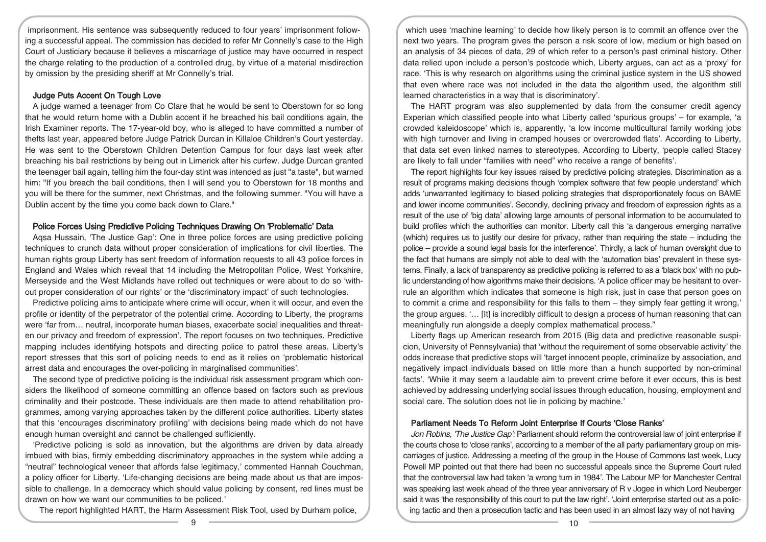imprisonment. His sentence was subsequently reduced to four years' imprisonment following a successful appeal. The commission has decided to refer Mr Connelly's case to the High Court of Justiciary because it believes a miscarriage of justice may have occurred in respect the charge relating to the production of a controlled drug, by virtue of a material misdirection by omission by the presiding sheriff at Mr Connelly's trial.

### Judge Puts Accent On Tough Love

A judge warned a teenager from Co Clare that he would be sent to Oberstown for so long that he would return home with a Dublin accent if he breached his bail conditions again, the Irish Examiner reports. The 17-year-old boy, who is alleged to have committed a number of thefts last year, appeared before Judge Patrick Durcan in Killaloe Children's Court yesterday. He was sent to the Oberstown Children Detention Campus for four days last week after breaching his bail restrictions by being out in Limerick after his curfew. Judge Durcan granted the teenager bail again, telling him the four-day stint was intended as just "a taste", but warned him: "If you breach the bail conditions, then I will send you to Oberstown for 18 months and you will be there for the summer, next Christmas, and the following summer. "You will have a Dublin accent by the time you come back down to Clare."

### Police Forces Using Predictive Policing Techniques Drawing On 'Problematic' Data

Aqsa Hussain, 'The Justice Gap': One in three police forces are using predictive policing techniques to crunch data without proper consideration of implications for civil liberties. The human rights group Liberty has sent freedom of information requests to all 43 police forces in England and Wales which reveal that 14 including the Metropolitan Police, West Yorkshire, Merseyside and the West Midlands have rolled out techniques or were about to do so 'without proper consideration of our rights' or the 'discriminatory impact' of such technologies.

Predictive policing aims to anticipate where crime will occur, when it will occur, and even the profile or identity of the perpetrator of the potential crime. According to Liberty, the programs were 'far from… neutral, incorporate human biases, exacerbate social inequalities and threaten our privacy and freedom of expression'. The report focuses on two techniques. Predictive mapping includes identifying hotspots and directing police to patrol these areas. Liberty's report stresses that this sort of policing needs to end as it relies on 'problematic historical arrest data and encourages the over-policing in marginalised communities'.

The second type of predictive policing is the individual risk assessment program which considers the likelihood of someone committing an offence based on factors such as previous criminality and their postcode. These individuals are then made to attend rehabilitation programmes, among varying approaches taken by the different police authorities. Liberty states that this 'encourages discriminatory profiling' with decisions being made which do not have enough human oversight and cannot be challenged sufficiently.

'Predictive policing is sold as innovation, but the algorithms are driven by data already imbued with bias, firmly embedding discriminatory approaches in the system while adding a "neutral" technological veneer that affords false legitimacy,' commented Hannah Couchman, a policy officer for Liberty. 'Life-changing decisions are being made about us that are impossible to challenge. In a democracy which should value policing by consent, red lines must be drawn on how we want our communities to be policed.'

The report highlighted HART, the Harm Assessment Risk Tool, used by Durham police, which uses 'machine learning' to decide how likely person is to commit an offence over the next two years. The program gives the person a risk score of low, medium or high based on an analysis of 34 pieces of data, 29 of which refer to a person's past criminal history. Other data relied upon include a person's postcode which, Liberty argues, can act as a 'proxy' for race. 'This is why research on algorithms using the criminal justice system in the US showed that even where race was not included in the data the algorithm used, the algorithm still learned characteristics in a way that is discriminatory'.

The HART program was also supplemented by data from the consumer credit agency Experian which classified people into what Liberty called 'spurious groups' – for example, 'a crowded kaleidoscope' which is, apparently, 'a low income multicultural family working jobs with high turnover and living in cramped houses or overcrowded flats'. According to Liberty, that data set even linked names to stereotypes. According to Liberty, 'people called Stacey are likely to fall under "families with need" who receive a range of benefits'.

The report highlights four key issues raised by predictive policing strategies. Discrimination as a result of programs making decisions though 'complex software that few people understand' which adds 'unwarranted legitimacy to biased policing strategies that disproportionately focus on BAME and lower income communities'. Secondly, declining privacy and freedom of expression rights as a result of the use of 'big data' allowing large amounts of personal information to be accumulated to build profiles which the authorities can monitor. Liberty call this 'a dangerous emerging narrative (which) requires us to justify our desire for privacy, rather than requiring the state – including the police – provide a sound legal basis for the interference'. Thirdly, a lack of human oversight due to the fact that humans are simply not able to deal with the 'automation bias' prevalent in these systems. Finally, a lack of transparency as predictive policing is referred to as a 'black box' with no public understanding of how algorithms make their decisions. 'A police officer may be hesitant to overrule an algorithm which indicates that someone is high risk, just in case that person goes on to commit a crime and responsibility for this falls to them – they simply fear getting it wrong,' the group argues. '… [It] is incredibly difficult to design a process of human reasoning that can meaningfully run alongside a deeply complex mathematical process."

Liberty flags up American research from 2015 (Big data and predictive reasonable suspicion, University of Pennsylvania) that 'without the requirement of some observable activity' the odds increase that predictive stops will 'target innocent people, criminalize by association, and negatively impact individuals based on little more than a hunch supported by non-criminal facts'. 'While it may seem a laudable aim to prevent crime before it ever occurs, this is best achieved by addressing underlying social issues through education, housing, employment and social care. The solution does not lie in policing by machine.'

### Parliament Needs To Reform Joint Enterprise If Courts 'Close Ranks'

*Jon Robins, 'The Justice Gap':* Parliament should reform the controversial law of joint enterprise if the courts chose to 'close ranks', according to a member of the all party parliamentary group on miscarriages of justice. Addressing a meeting of the group in the House of Commons last week, Lucy Powell MP pointed out that there had been no successful appeals since the Supreme Court ruled that the controversial law had taken 'a wrong turn in 1984'. The Labour MP for Manchester Central was speaking last week ahead of the three year anniversary of R v Jogee in which Lord Neuberger said it was 'the responsibility of this court to put the law right'. 'Joint enterprise started out as a policing tactic and then a prosecution tactic and has been used in an almost lazy way of not having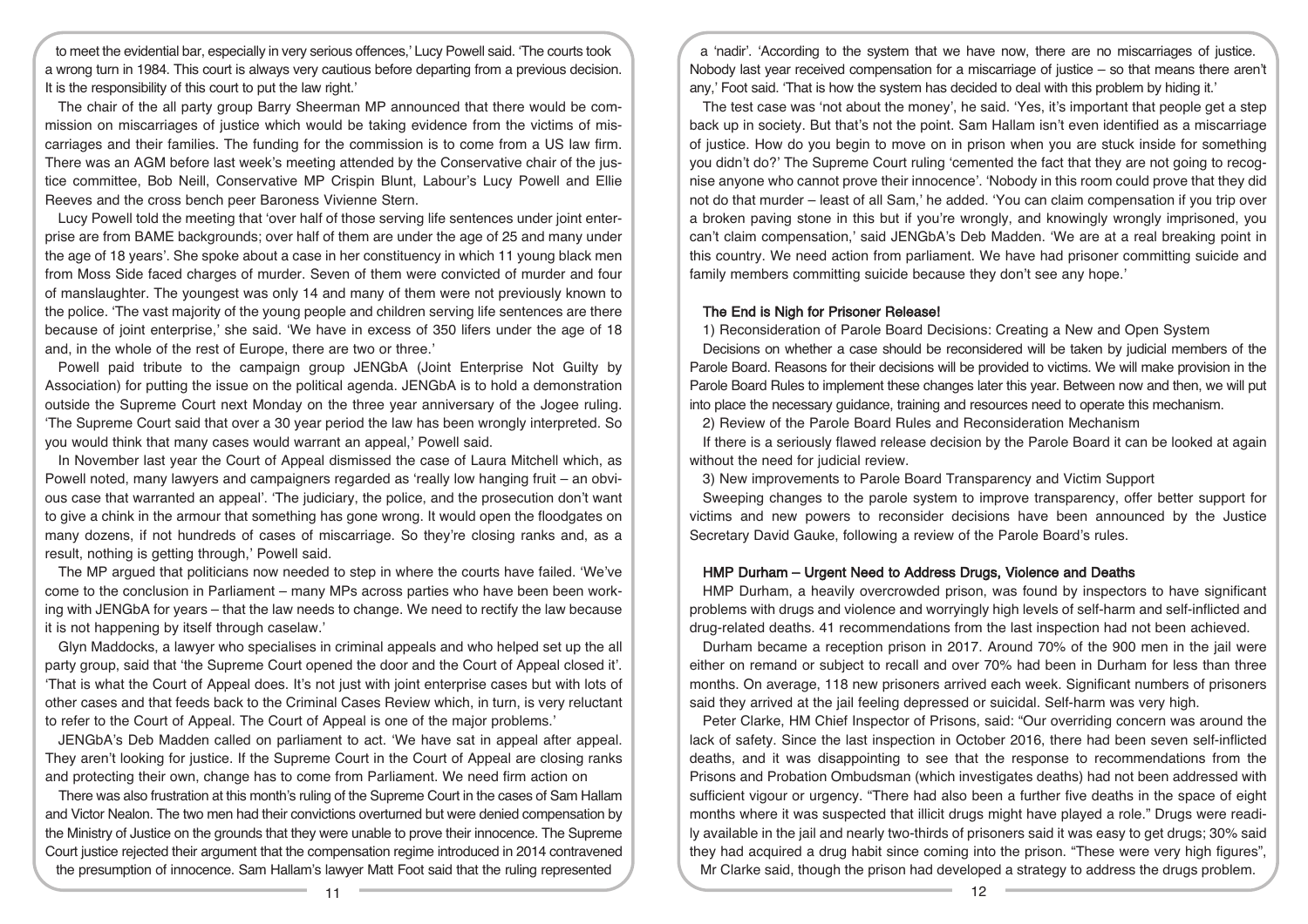to meet the evidential bar, especially in very serious offences,' Lucy Powell said. 'The courts took a wrong turn in 1984. This court is always very cautious before departing from a previous decision. It is the responsibility of this court to put the law right.'

The chair of the all party group Barry Sheerman MP announced that there would be commission on miscarriages of justice which would be taking evidence from the victims of miscarriages and their families. The funding for the commission is to come from a US law firm. There was an AGM before last week's meeting attended by the Conservative chair of the justice committee, Bob Neill, Conservative MP Crispin Blunt, Labour's Lucy Powell and Ellie Reeves and the cross bench peer Baroness Vivienne Stern.

Lucy Powell told the meeting that 'over half of those serving life sentences under joint enterprise are from BAME backgrounds; over half of them are under the age of 25 and many under the age of 18 years'. She spoke about a case in her constituency in which 11 young black men from Moss Side faced charges of murder. Seven of them were convicted of murder and four of manslaughter. The youngest was only 14 and many of them were not previously known to the police. 'The vast majority of the young people and children serving life sentences are there because of joint enterprise,' she said. 'We have in excess of 350 lifers under the age of 18 and, in the whole of the rest of Europe, there are two or three.'

Powell paid tribute to the campaign group JENGbA (Joint Enterprise Not Guilty by Association) for putting the issue on the political agenda. JENGbA is to hold a demonstration outside the Supreme Court next Monday on the three year anniversary of the Jogee ruling. 'The Supreme Court said that over a 30 year period the law has been wrongly interpreted. So you would think that many cases would warrant an appeal,' Powell said.

In November last year the Court of Appeal dismissed the case of Laura Mitchell which, as Powell noted, many lawyers and campaigners regarded as 'really low hanging fruit – an obvious case that warranted an appeal'. 'The judiciary, the police, and the prosecution don't want to give a chink in the armour that something has gone wrong. It would open the floodgates on many dozens, if not hundreds of cases of miscarriage. So they're closing ranks and, as a result, nothing is getting through,' Powell said.

The MP argued that politicians now needed to step in where the courts have failed. 'We've come to the conclusion in Parliament – many MPs across parties who have been been working with JENGbA for years – that the law needs to change. We need to rectify the law because it is not happening by itself through caselaw.'

Glyn Maddocks, a lawyer who specialises in criminal appeals and who helped set up the all party group, said that 'the Supreme Court opened the door and the Court of Appeal closed it'. 'That is what the Court of Appeal does. It's not just with joint enterprise cases but with lots of other cases and that feeds back to the Criminal Cases Review which, in turn, is very reluctant to refer to the Court of Appeal. The Court of Appeal is one of the major problems.'

JENGbA's Deb Madden called on parliament to act. 'We have sat in appeal after appeal. They aren't looking for justice. If the Supreme Court in the Court of Appeal are closing ranks and protecting their own, change has to come from Parliament. We need firm action on

There was also frustration at this month's ruling of the Supreme Court in the cases of Sam Hallam and Victor Nealon. The two men had their convictions overturned but were denied compensation by the Ministry of Justice on the grounds that they were unable to prove their innocence. The Supreme Court justice rejected their argument that the compensation regime introduced in 2014 contravened the presumption of innocence. Sam Hallam's lawyer Matt Foot said that the ruling represented a 'nadir'. 'According to the system that we have now, there are no miscarriages of justice. Nobody last year received compensation for a miscarriage of justice – so that means there aren't any,' Foot said. 'That is how the system has decided to deal with this problem by hiding it.'

The test case was 'not about the money', he said. 'Yes, it's important that people get a step back up in society. But that's not the point. Sam Hallam isn't even identified as a miscarriage of justice. How do you begin to move on in prison when you are stuck inside for something you didn't do?' The Supreme Court ruling 'cemented the fact that they are not going to recognise anyone who cannot prove their innocence'. 'Nobody in this room could prove that they did not do that murder – least of all Sam,' he added. 'You can claim compensation if you trip over a broken paving stone in this but if you're wrongly, and knowingly wrongly imprisoned, you can't claim compensation,' said JENGbA's Deb Madden. 'We are at a real breaking point in this country. We need action from parliament. We have had prisoner committing suicide and family members committing suicide because they don't see any hope.'

### The End is Nigh for Prisoner Release!

1) Reconsideration of Parole Board Decisions: Creating a New and Open System

Decisions on whether a case should be reconsidered will be taken by judicial members of the Parole Board. Reasons for their decisions will be provided to victims. We will make provision in the Parole Board Rules to implement these changes later this year. Between now and then, we will put into place the necessary guidance, training and resources need to operate this mechanism.

2) Review of the Parole Board Rules and Reconsideration Mechanism

If there is a seriously flawed release decision by the Parole Board it can be looked at again without the need for judicial review.

3) New improvements to Parole Board Transparency and Victim Support

Sweeping changes to the parole system to improve transparency, offer better support for victims and new powers to reconsider decisions have been announced by the Justice Secretary David Gauke, following a review of the Parole Board's rules.

### HMP Durham – Urgent Need to Address Drugs, Violence and Deaths

HMP Durham, a heavily overcrowded prison, was found by inspectors to have significant problems with drugs and violence and worryingly high levels of self-harm and self-inflicted and drug-related deaths. 41 recommendations from the last inspection had not been achieved.

Durham became a reception prison in 2017. Around 70% of the 900 men in the jail were either on remand or subject to recall and over 70% had been in Durham for less than three months. On average, 118 new prisoners arrived each week. Significant numbers of prisoners said they arrived at the jail feeling depressed or suicidal. Self-harm was very high.

Peter Clarke, HM Chief Inspector of Prisons, said: "Our overriding concern was around the lack of safety. Since the last inspection in October 2016, there had been seven self-inflicted deaths, and it was disappointing to see that the response to recommendations from the Prisons and Probation Ombudsman (which investigates deaths) had not been addressed with sufficient vigour or urgency. "There had also been a further five deaths in the space of eight months where it was suspected that illicit drugs might have played a role." Drugs were readily available in the jail and nearly two-thirds of prisoners said it was easy to get drugs; 30% said they had acquired a drug habit since coming into the prison. "These were very high figures", Mr Clarke said, though the prison had developed a strategy to address the drugs problem.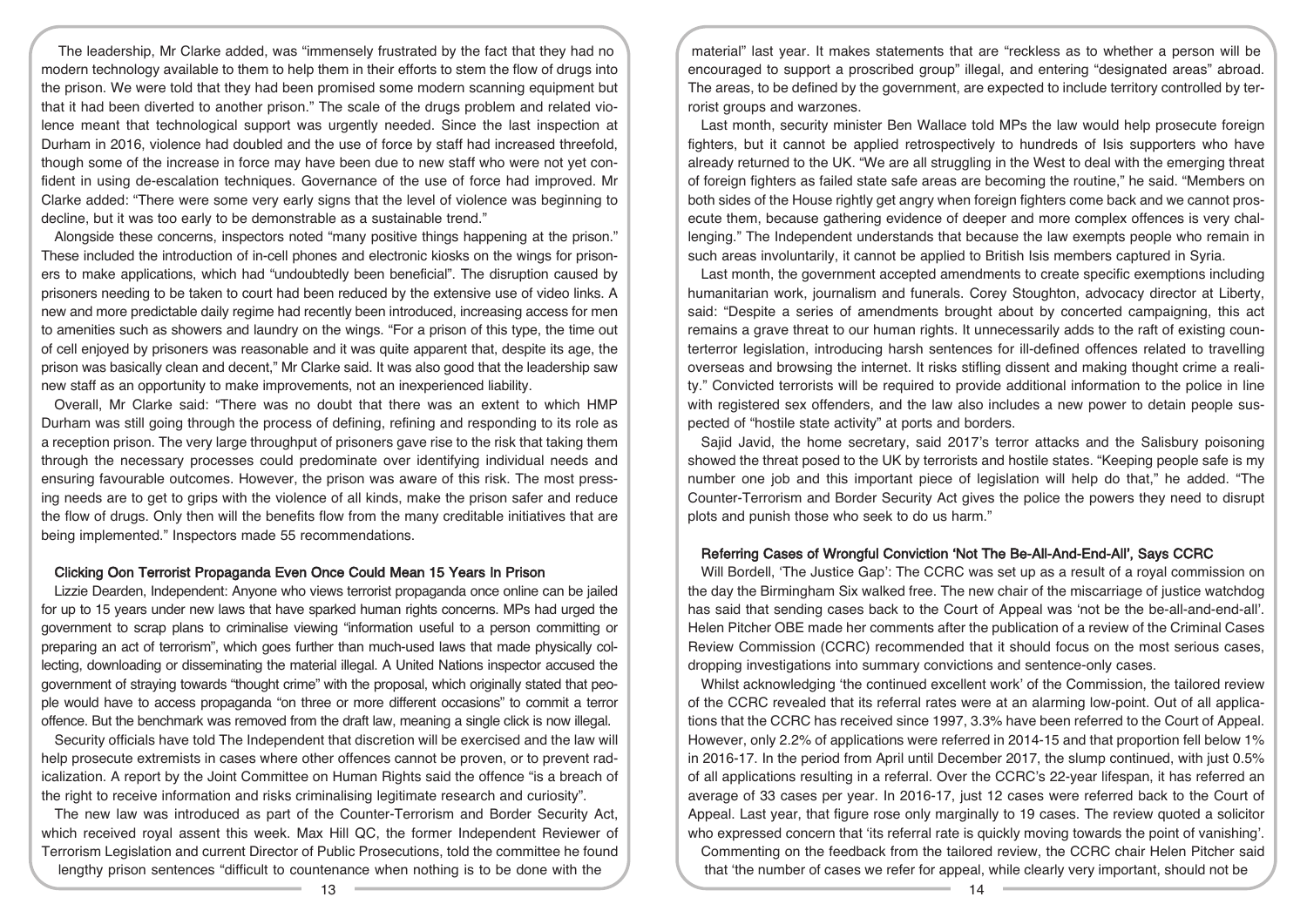The leadership, Mr Clarke added, was "immensely frustrated by the fact that they had no modern technology available to them to help them in their efforts to stem the flow of drugs into the prison. We were told that they had been promised some modern scanning equipment but that it had been diverted to another prison." The scale of the drugs problem and related violence meant that technological support was urgently needed. Since the last inspection at Durham in 2016, violence had doubled and the use of force by staff had increased threefold, though some of the increase in force may have been due to new staff who were not yet confident in using de-escalation techniques. Governance of the use of force had improved. Mr Clarke added: "There were some very early signs that the level of violence was beginning to decline, but it was too early to be demonstrable as a sustainable trend."

Alongside these concerns, inspectors noted "many positive things happening at the prison." These included the introduction of in-cell phones and electronic kiosks on the wings for prisoners to make applications, which had "undoubtedly been beneficial". The disruption caused by prisoners needing to be taken to court had been reduced by the extensive use of video links. A new and more predictable daily regime had recently been introduced, increasing access for men to amenities such as showers and laundry on the wings. "For a prison of this type, the time out of cell enjoyed by prisoners was reasonable and it was quite apparent that, despite its age, the prison was basically clean and decent," Mr Clarke said. It was also good that the leadership saw new staff as an opportunity to make improvements, not an inexperienced liability.

Overall, Mr Clarke said: "There was no doubt that there was an extent to which HMP Durham was still going through the process of defining, refining and responding to its role as a reception prison. The very large throughput of prisoners gave rise to the risk that taking them through the necessary processes could predominate over identifying individual needs and ensuring favourable outcomes. However, the prison was aware of this risk. The most pressing needs are to get to grips with the violence of all kinds, make the prison safer and reduce the flow of drugs. Only then will the benefits flow from the many creditable initiatives that are being implemented." Inspectors made 55 recommendations.

### Clicking Oon Terrorist Propaganda Even Once Could Mean 15 Years In Prison

Lizzie Dearden, Independent: Anyone who views terrorist propaganda once online can be jailed for up to 15 years under new laws that have sparked human rights concerns. MPs had urged the government to scrap plans to criminalise viewing "information useful to a person committing or preparing an act of terrorism", which goes further than much-used laws that made physically collecting, downloading or disseminating the material illegal. A United Nations inspector accused the government of straying towards "thought crime" with the proposal, which originally stated that people would have to access propaganda "on three or more different occasions" to commit a terror offence. But the benchmark was removed from the draft law, meaning a single click is now illegal.

Security officials have told The Independent that discretion will be exercised and the law will help prosecute extremists in cases where other offences cannot be proven, or to prevent radicalization. A report by the Joint Committee on Human Rights said the offence "is a breach of the right to receive information and risks criminalising legitimate research and curiosity".

The new law was introduced as part of the Counter-Terrorism and Border Security Act, which received royal assent this week. Max Hill QC, the former Independent Reviewer of Terrorism Legislation and current Director of Public Prosecutions, told the committee he found lengthy prison sentences "difficult to countenance when nothing is to be done with the material" last year. It makes statements that are "reckless as to whether a person will be encouraged to support a proscribed group" illegal, and entering "designated areas" abroad. The areas, to be defined by the government, are expected to include territory controlled by terrorist groups and warzones.

Last month, security minister Ben Wallace told MPs the law would help prosecute foreign fighters, but it cannot be applied retrospectively to hundreds of Isis supporters who have already returned to the UK. "We are all struggling in the West to deal with the emerging threat of foreign fighters as failed state safe areas are becoming the routine," he said. "Members on both sides of the House rightly get angry when foreign fighters come back and we cannot prosecute them, because gathering evidence of deeper and more complex offences is very challenging." The Independent understands that because the law exempts people who remain in such areas involuntarily, it cannot be applied to British Isis members captured in Syria.

Last month, the government accepted amendments to create specific exemptions including humanitarian work, journalism and funerals. Corey Stoughton, advocacy director at Liberty, said: "Despite a series of amendments brought about by concerted campaigning, this act remains a grave threat to our human rights. It unnecessarily adds to the raft of existing counterterror legislation, introducing harsh sentences for ill-defined offences related to travelling overseas and browsing the internet. It risks stifling dissent and making thought crime a reality." Convicted terrorists will be required to provide additional information to the police in line with registered sex offenders, and the law also includes a new power to detain people suspected of "hostile state activity" at ports and borders.

Sajid Javid, the home secretary, said 2017's terror attacks and the Salisbury poisoning showed the threat posed to the UK by terrorists and hostile states. "Keeping people safe is my number one job and this important piece of legislation will help do that," he added. "The Counter-Terrorism and Border Security Act gives the police the powers they need to disrupt plots and punish those who seek to do us harm."

### Referring Cases of Wrongful Conviction 'Not The Be-All-And-End-All', Says CCRC

Will Bordell, 'The Justice Gap': The CCRC was set up as a result of a royal commission on the day the Birmingham Six walked free. The new chair of the miscarriage of justice watchdog has said that sending cases back to the Court of Appeal was 'not be the be-all-and-end-all'. Helen Pitcher OBE made her comments after the publication of a review of the Criminal Cases Review Commission (CCRC) recommended that it should focus on the most serious cases, dropping investigations into summary convictions and sentence-only cases.

Whilst acknowledging 'the continued excellent work' of the Commission, the tailored review of the CCRC revealed that its referral rates were at an alarming low-point. Out of all applications that the CCRC has received since 1997, 3.3% have been referred to the Court of Appeal. However, only 2.2% of applications were referred in 2014-15 and that proportion fell below 1% in 2016-17. In the period from April until December 2017, the slump continued, with just 0.5% of all applications resulting in a referral. Over the CCRC's 22-year lifespan, it has referred an average of 33 cases per year. In 2016-17, just 12 cases were referred back to the Court of Appeal. Last year, that figure rose only marginally to 19 cases. The review quoted a solicitor who expressed concern that 'its referral rate is quickly moving towards the point of vanishing'.

Commenting on the feedback from the tailored review, the CCRC chair Helen Pitcher said that 'the number of cases we refer for appeal, while clearly very important, should not be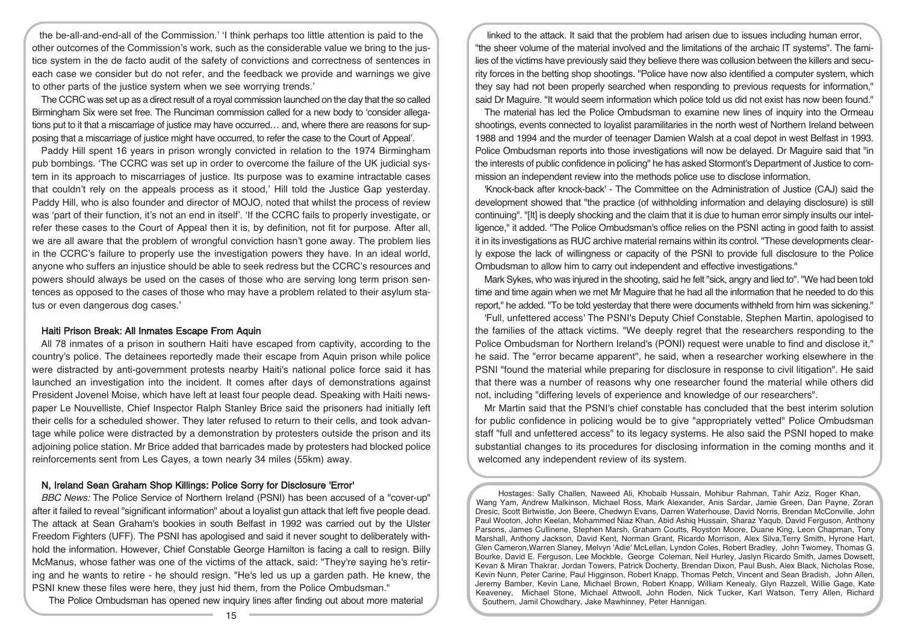the be-all-and-end-all of the Commission.' 'I think perhaps too little attention is paid to the other outcomes of the Commission's work, such as the considerable value we bring to the justice system in the de facto audit of the safety of convictions and correctness of sentences in each case we consider but do not refer, and the feedback we provide and warnings we give to other parts of the justice system when we see worrying trends.'

The CCRC was set up as a direct result of a royal commission launched on the day that the so called Birmingham Six were set free. The Runciman commission called for a new body to 'consider allegations put to it that a miscarriage of justice may have occurred… and, where there are reasons for supposing that a miscarriage of justice might have occurred, to refer the case to the Court of Appeal'.

Paddy Hill spent 16 years in prison wrongly convicted in relation to the 1974 Birmingham pub bombings. 'The CCRC was set up in order to overcome the failure of the UK judicial system in its approach to miscarriages of justice. Its purpose was to examine intractable cases that couldn't rely on the appeals process as it stood,' Hill told the Justice Gap yesterday. Paddy Hill, who is also founder and director of MOJO, noted that whilst the process of review was 'part of their function, it's not an end in itself'. 'If the CCRC fails to properly investigate, or refer these cases to the Court of Appeal then it is, by definition, not fit for purpose. After all, we are all aware that the problem of wrongful conviction hasn't gone away. The problem lies in the CCRC's failure to properly use the investigation powers they have. In an ideal world, anyone who suffers an injustice should be able to seek redress but the CCRC's resources and powers should always be used on the cases of those who are serving long term prison sentences as opposed to the cases of those who may have a problem related to their asylum status or even dangerous dog cases.'

### Haiti Prison Break: All Inmates Escape From Aquin

All 78 inmates of a prison in southern Haiti have escaped from captivity, according to the country's police. The detainees reportedly made their escape from Aquin prison while police were distracted by anti-government protests nearby Haiti's national police force said it has launched an investigation into the incident. It comes after days of demonstrations against President Jovenel Moise, which have left at least four people dead. Speaking with Haiti newspaper Le Nouvelliste, Chief Inspector Ralph Stanley Brice said the prisoners had initially left their cells for a scheduled shower. They later refused to return to their cells, and took advantage while police were distracted by a demonstration by protesters outside the prison and its adjoining police station. Mr Brice added that barricades made by protesters had blocked police reinforcements sent from Les Cayes, a town nearly 34 miles (55km) away.

### N, Ireland Sean Graham Shop Killings: Police Sorry for Disclosure 'Error'

*BBC News:* The Police Service of Northern Ireland (PSNI) has been accused of a "cover-up" after it failed to reveal "significant information" about a loyalist gun attack that left five people dead. The attack at Sean Graham's bookies in south Belfast in 1992 was carried out by the Ulster Freedom Fighters (UFF). The PSNI has apologised and said it never sought to deliberately withhold the information. However, Chief Constable George Hamilton is facing a call to resign. Billy McManus, whose father was one of the victims of the attack, said: "They're saying he's retiring and he wants to retire - he should resign. "He's led us up a garden path. He knew, the PSNI knew these files were here, they just hid them, from the Police Ombudsman."

The Police Ombudsman has opened new inquiry lines after finding out about more material linked to the attack. It said that the problem had arisen due to issues including human error, "the sheer volume of the material involved and the limitations of the archaic IT systems". The families of the victims have previously said they believe there was collusion between the killers and security forces in the betting shop shootings. "Police have now also identified a computer system, which they say had not been properly searched when responding to previous requests for information," said Dr Maguire. "It would seem information which police told us did not exist has now been found."

The material has led the Police Ombudsman to examine new lines of inquiry into the Ormeau shootings, events connected to loyalist paramilitaries in the north west of Northern Ireland between 1988 and 1994 and the murder of teenager Damien Walsh at a coal depot in west Belfast in 1993. Police Ombudsman reports into those investigations will now be delayed. Dr Maguire said that "in the interests of public confidence in policing" he has asked Stormont's Department of Justice to commission an independent review into the methods police use to disclose information.

'Knock-back after knock-back' - The Committee on the Administration of Justice (CAJ) said the development showed that "the practice (of withholding information and delaying disclosure) is still continuing". "[It] is deeply shocking and the claim that it is due to human error simply insults our intelligence," it added. "The Police Ombudsman's office relies on the PSNI acting in good faith to assist it in its investigations as RUC archive material remains within its control. "These developments clearly expose the lack of willingness or capacity of the PSNI to provide full disclosure to the Police Ombudsman to allow him to carry out independent and effective investigations."

Mark Sykes, who was injured in the shooting, said he felt "sick, angry and lied to". "We had been told time and time again when we met Mr Maguire that he had all the information that he needed to do this report," he added. "To be told yesterday that there were documents withheld from him was sickening."

'Full, unfettered access' The PSNI's Deputy Chief Constable, Stephen Martin, apologised to the families of the attack victims. "We deeply regret that the researchers responding to the Police Ombudsman for Northern Ireland's (PONI) request were unable to find and disclose it," he said. The "error became apparent", he said, when a researcher working elsewhere in the PSNI "found the material while preparing for disclosure in response to civil litigation". He said that there was a number of reasons why one researcher found the material while others did not, including "differing levels of experience and knowledge of our researchers".

Mr Martin said that the PSNI's chief constable has concluded that the best interim solution for public confidence in policing would be to give "appropriately vetted" Police Ombudsman staff "full and unfettered access" to its legacy systems. He also said the PSNI hoped to make substantial changes to its procedures for disclosing information in the coming months and it welcomed any independent review of its system.

Hostages: Sally Challen, Naweed Ali, Khobaib Hussain, Mohibur Rahman, Tahir Aziz, Roger Khan, Wang Yam, Andrew Malkinson, Michael Ross, Mark Alexander, Anis Sardar, Jamie Green, Dan Payne, Zoran Dresic, Scott Birtwistle, Jon Beere, Chedwyn Evans, Darren Waterhouse, David Norris, Brendan McConville, John Paul Wooton, John Keelan, Mohammed Niaz Khan, Abid Ashiq Hussain, Sharaz Yaqub, David Ferguson, Anthony Parsons, James Cullinene, Stephen Marsh, Graham Coutts, Royston Moore, Duane King, Leon Chapman, Tony Marshall, Anthony Jackson, David Kent, Norman Grant, Ricardo Morrison, Alex Silva,Terry Smith, Hyrone Hart, Glen Cameron,Warren Slaney, Melvyn 'Adie' McLellan, Lyndon Coles, Robert Bradley, John Twomey, Thomas G. Bourke, David E. Ferguson, Lee Mockble, George Coleman, Neil Hurley, Jaslyn Ricardo Smith, James Dowsett, Kevan & Miran Thakrar, Jordan Towers, Patrick Docherty, Brendan Dixon, Paul Bush, Alex Black, Nicholas Rose, Kevin Nunn, Peter Carine, Paul Higginson, Robert Knapp, Thomas Petch, Vincent and Sean Bradish, John Allen, Jeremy Bamber, Kevin Lane, Michael Brown, Robert Knapp, William Kenealy, Glyn Razzell, Willie Gage, Kate Keaveney, Michael Stone, Michael Attwooll, John Roden, Nick Tucker, Karl Watson, Terry Allen, Richard Southern, Jamil Chowdhary, Jake Mawhinney, Peter Hannigan.